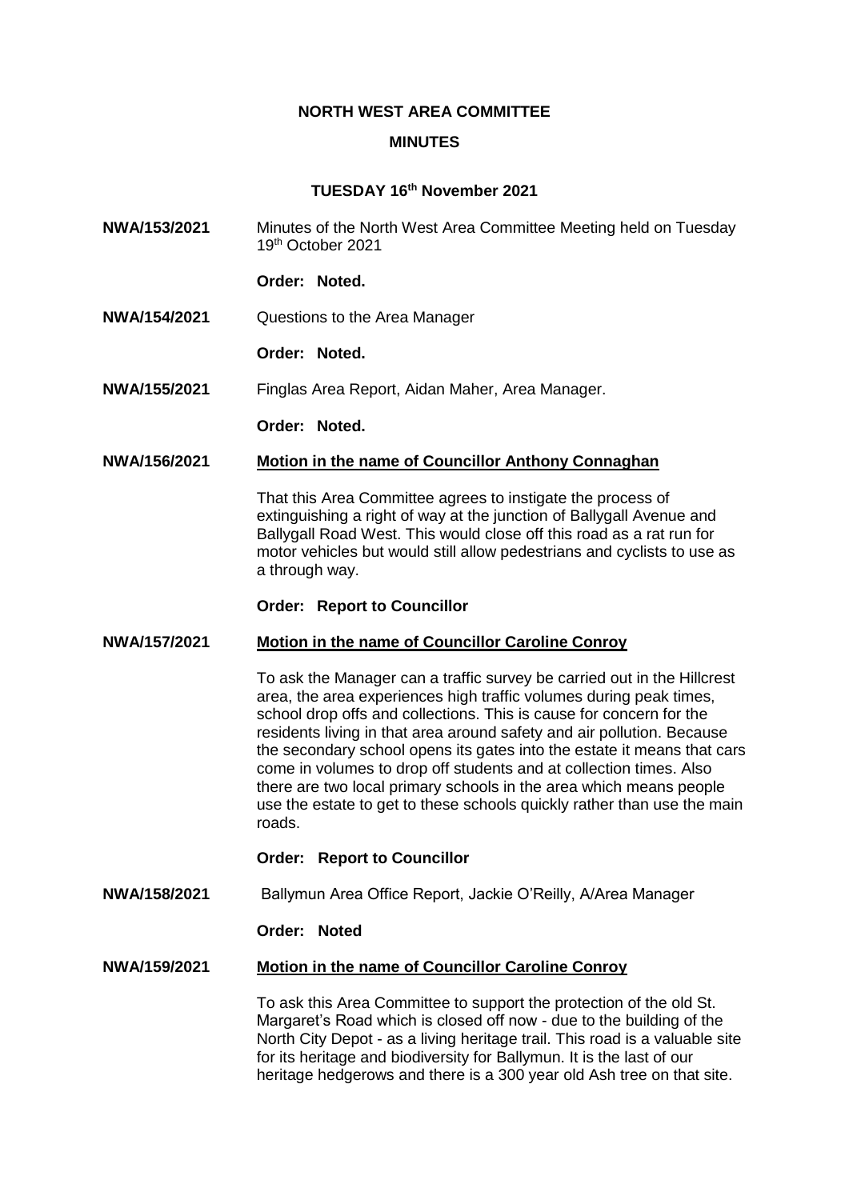# NORTH WEST AREA COMMITTEE

## MINUTES

### TUESDAY 16th November 2021

**NWA/153/2021** Minutes of the North West Area Committee Meeting held on Tuesday 19th October 2021

**Order: Noted.**

**NWA/154/2021** Questions to the Area Manager

**Order: Noted.**

**NWA/155/2021** Finglas Area Report, Aidan Maher, Area Manager.

**Order: Noted.**

**NWA/156/2021** **Motion in the name of Councillor Anthony Connaghan**

That this Area Committee agrees to instigate the process of extinguishing a right of way at the junction of Ballygall Avenue and Ballygall Road West. This would close off this road as a rat run for motor vehicles but would still allow pedestrians and cyclists to use as a through way.

**Order: Report to Councillor**

**NWA/157/2021** **Motion in the name of Councillor Caroline Conroy**

To ask the Manager can a traffic survey be carried out in the Hillcrest area, the area experiences high traffic volumes during peak times, school drop offs and collections. This is cause for concern for the residents living in that area around safety and air pollution. Because the secondary school opens its gates into the estate it means that cars come in volumes to drop off students and at collection times. Also there are two local primary schools in the area which means people use the estate to get to these schools quickly rather than use the main roads.

**Order: Report to Councillor**

**NWA/158/2021** Ballymun Area Office Report, Jackie O'Reilly, A/Area Manager

**Order: Noted**

**NWA/159/2021** **Motion in the name of Councillor Caroline Conroy**

To ask this Area Committee to support the protection of the old St. Margaret's Road which is closed off now - due to the building of the North City Depot - as a living heritage trail. This road is a valuable site for its heritage and biodiversity for Ballymun. It is the last of our heritage hedgerows and there is a 300 year old Ash tree on that site.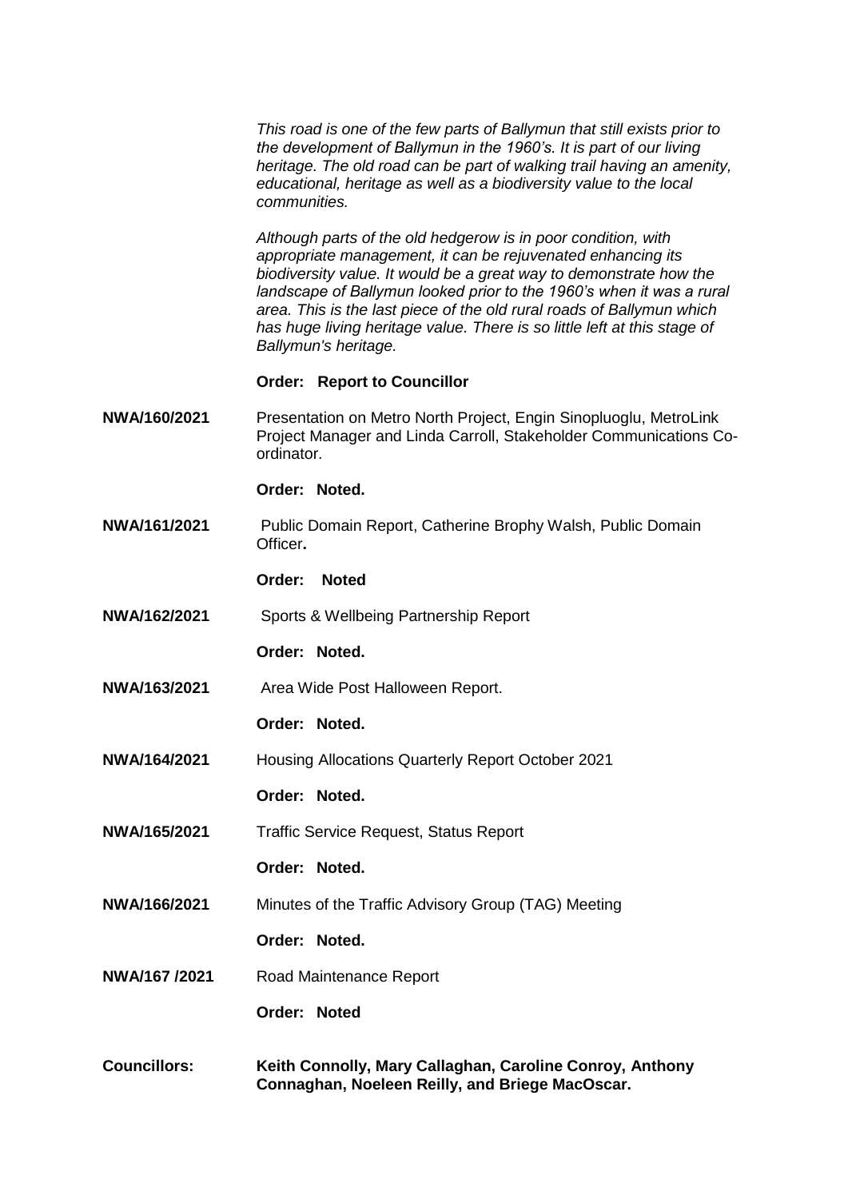*This road is one of the few parts of Ballymun that still exists prior to the development of Ballymun in the 1960's. It is part of our living heritage. The old road can be part of walking trail having an amenity, educational, heritage as well as a biodiversity value to the local communities.*

*Although parts of the old hedgerow is in poor condition, with appropriate management, it can be rejuvenated enhancing its biodiversity value. It would be a great way to demonstrate how the landscape of Ballymun looked prior to the 1960's when it was a rural area. This is the last piece of the old rural roads of Ballymun which has huge living heritage value. There is so little left at this stage of Ballymun's heritage.*

**Order: Report to Councillor**

**NWA/160/2021** Presentation on Metro North Project, Engin Sinopluoglu, MetroLink Project Manager and Linda Carroll, Stakeholder Communications Co-ordinator.

**Order: Noted.**

**NWA/161/2021** Public Domain Report, Catherine Brophy Walsh, Public Domain Officer**.**

**Order: Noted**

**NWA/162/2021** Sports & Wellbeing Partnership Report

**Order: Noted.**

**NWA/163/2021** Area Wide Post Halloween Report.

**Order: Noted.**

**NWA/164/2021** Housing Allocations Quarterly Report October 2021

**Order: Noted.**

**NWA/165/2021** Traffic Service Request, Status Report

**Order: Noted.**

**NWA/166/2021** Minutes of the Traffic Advisory Group (TAG) Meeting

**Order: Noted.**

**NWA/167 /2021** Road Maintenance Report

**Order: Noted**

**Councillors: Keith Connolly, Mary Callaghan, Caroline Conroy, Anthony Connaghan, Noeleen Reilly, and Briege MacOscar.**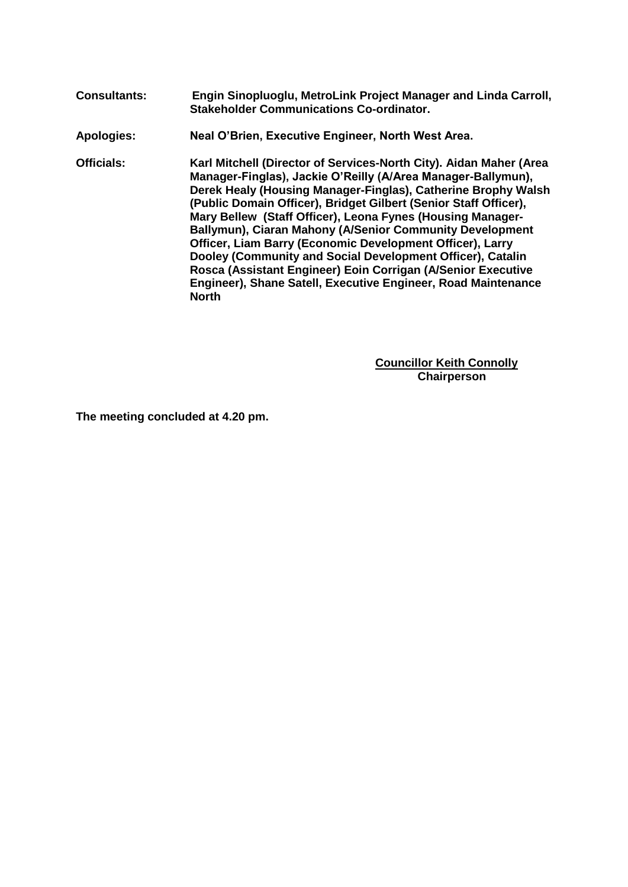**Consultants:** **Engin Sinopluoglu, MetroLink Project Manager and Linda Carroll, Stakeholder Communications Co-ordinator.**

**Apologies:** **Neal O'Brien, Executive Engineer, North West Area.**

**Officials:** **Karl Mitchell (Director of Services-North City). Aidan Maher (Area Manager-Finglas), Jackie O'Reilly (A/Area Manager-Ballymun), Derek Healy (Housing Manager-Finglas), Catherine Brophy Walsh (Public Domain Officer), Bridget Gilbert (Senior Staff Officer), Mary Bellew (Staff Officer), Leona Fynes (Housing Manager-Ballymun), Ciaran Mahony (A/Senior Community Development Officer, Liam Barry (Economic Development Officer), Larry Dooley (Community and Social Development Officer), Catalin Rosca (Assistant Engineer) Eoin Corrigan (A/Senior Executive Engineer), Shane Satell, Executive Engineer, Road Maintenance North**

**Councillor Keith Connolly**
**Chairperson**

**The meeting concluded at 4.20 pm.**